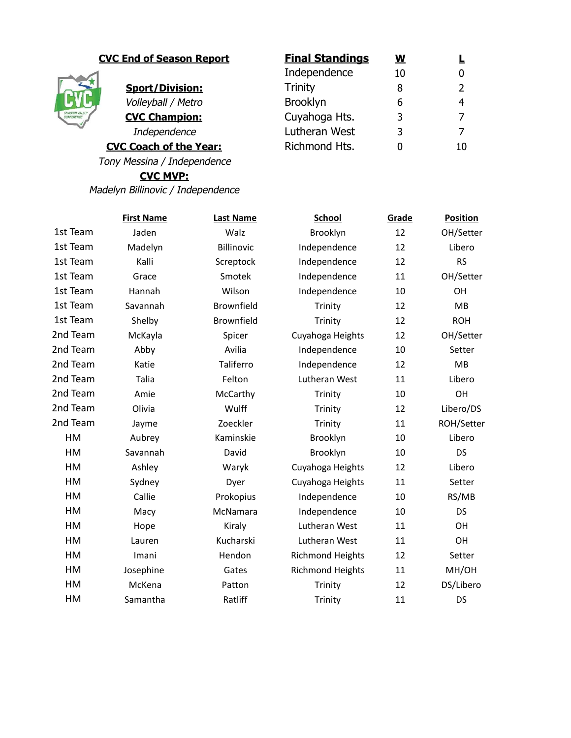## CVC End of Season Report

**Sport/Division:**
*Volleyball / Metro*

**CVC Champion:**
*Independence*

**CVC Coach of the Year:**
*Tony Messina / Independence*

**CVC MVP:**
*Madelyn Billinovic / Independence*

| Final Standings | W | L |
|---|---|---|
| Independence | 10 | 0 |
| Trinity | 8 | 2 |
| Brooklyn | 6 | 4 |
| Cuyahoga Hts. | 3 | 7 |
| Lutheran West | 3 | 7 |
| Richmond Hts. | 0 | 10 |

| | First Name | Last Name | School | Grade | Position |
|---|---|---|---|---|---|
| 1st Team | Jaden | Walz | Brooklyn | 12 | OH/Setter |
| 1st Team | Madelyn | Billinovic | Independence | 12 | Libero |
| 1st Team | Kalli | Screptock | Independence | 12 | RS |
| 1st Team | Grace | Smotek | Independence | 11 | OH/Setter |
| 1st Team | Hannah | Wilson | Independence | 10 | OH |
| 1st Team | Savannah | Brownfield | Trinity | 12 | MB |
| 1st Team | Shelby | Brownfield | Trinity | 12 | ROH |
| 2nd Team | McKayla | Spicer | Cuyahoga Heights | 12 | OH/Setter |
| 2nd Team | Abby | Avilia | Independence | 10 | Setter |
| 2nd Team | Katie | Taliferro | Independence | 12 | MB |
| 2nd Team | Talia | Felton | Lutheran West | 11 | Libero |
| 2nd Team | Amie | McCarthy | Trinity | 10 | OH |
| 2nd Team | Olivia | Wulff | Trinity | 12 | Libero/DS |
| 2nd Team | Jayme | Zoeckler | Trinity | 11 | ROH/Setter |
| HM | Aubrey | Kaminskie | Brooklyn | 10 | Libero |
| HM | Savannah | David | Brooklyn | 10 | DS |
| HM | Ashley | Waryk | Cuyahoga Heights | 12 | Libero |
| HM | Sydney | Dyer | Cuyahoga Heights | 11 | Setter |
| HM | Callie | Prokopius | Independence | 10 | RS/MB |
| HM | Macy | McNamara | Independence | 10 | DS |
| HM | Hope | Kiraly | Lutheran West | 11 | OH |
| HM | Lauren | Kucharski | Lutheran West | 11 | OH |
| HM | Imani | Hendon | Richmond Heights | 12 | Setter |
| HM | Josephine | Gates | Richmond Heights | 11 | MH/OH |
| HM | McKena | Patton | Trinity | 12 | DS/Libero |
| HM | Samantha | Ratliff | Trinity | 11 | DS |